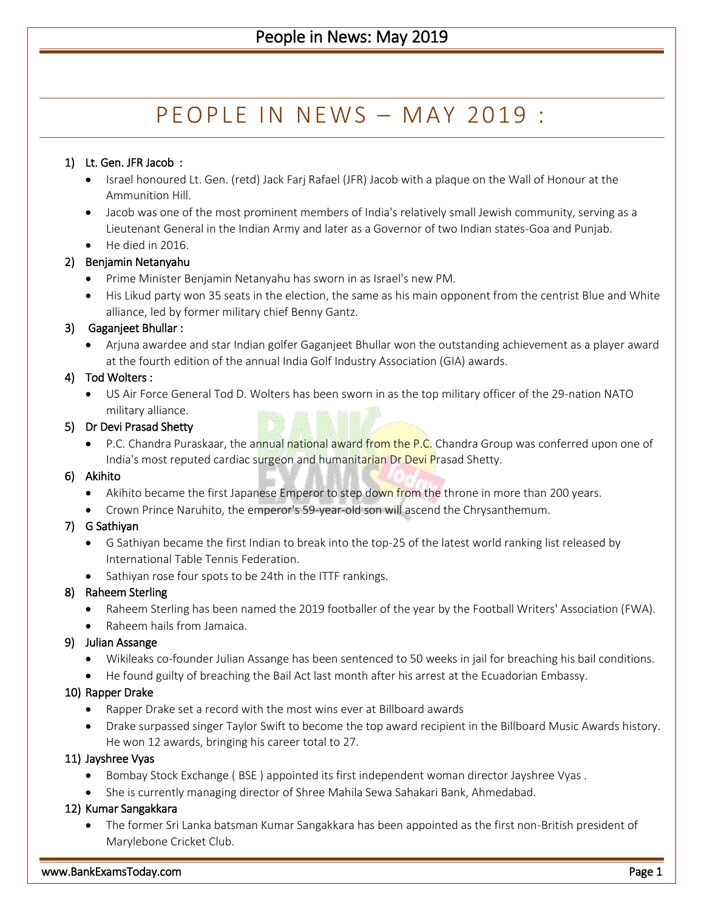# PEOPLE IN NEWS – MAY 2019 :

1) Lt. Gen. JFR Jacob :
   - Israel honoured Lt. Gen. (retd) Jack Farj Rafael (JFR) Jacob with a plaque on the Wall of Honour at the Ammunition Hill.
   - Jacob was one of the most prominent members of India's relatively small Jewish community, serving as a Lieutenant General in the Indian Army and later as a Governor of two Indian states-Goa and Punjab.
   - He died in 2016.
2) Benjamin Netanyahu
   - Prime Minister Benjamin Netanyahu has sworn in as Israel's new PM.
   - His Likud party won 35 seats in the election, the same as his main opponent from the centrist Blue and White alliance, led by former military chief Benny Gantz.
3) Gaganjeet Bhullar :
   - Arjuna awardee and star Indian golfer Gaganjeet Bhullar won the outstanding achievement as a player award at the fourth edition of the annual India Golf Industry Association (GIA) awards.
4) Tod Wolters :
   - US Air Force General Tod D. Wolters has been sworn in as the top military officer of the 29-nation NATO military alliance.
5) Dr Devi Prasad Shetty
   - P.C. Chandra Puraskaar, the annual national award from the P.C. Chandra Group was conferred upon one of India's most reputed cardiac surgeon and humanitarian Dr Devi Prasad Shetty.
6) Akihito
   - Akihito became the first Japanese Emperor to step down from the throne in more than 200 years.
   - Crown Prince Naruhito, the emperor's 59-year-old son will ascend the Chrysanthemum.
7) G Sathiyan
   - G Sathiyan became the first Indian to break into the top-25 of the latest world ranking list released by International Table Tennis Federation.
   - Sathiyan rose four spots to be 24th in the ITTF rankings.
8) Raheem Sterling
   - Raheem Sterling has been named the 2019 footballer of the year by the Football Writers' Association (FWA).
   - Raheem hails from Jamaica.
9) Julian Assange
   - Wikileaks co-founder Julian Assange has been sentenced to 50 weeks in jail for breaching his bail conditions.
   - He found guilty of breaching the Bail Act last month after his arrest at the Ecuadorian Embassy.
10) Rapper Drake
    - Rapper Drake set a record with the most wins ever at Billboard awards
    - Drake surpassed singer Taylor Swift to become the top award recipient in the Billboard Music Awards history. He won 12 awards, bringing his career total to 27.
11) Jayshree Vyas
    - Bombay Stock Exchange ( BSE ) appointed its first independent woman director Jayshree Vyas .
    - She is currently managing director of Shree Mahila Sewa Sahakari Bank, Ahmedabad.
12) Kumar Sangakkara
    - The former Sri Lanka batsman Kumar Sangakkara has been appointed as the first non-British president of Marylebone Cricket Club.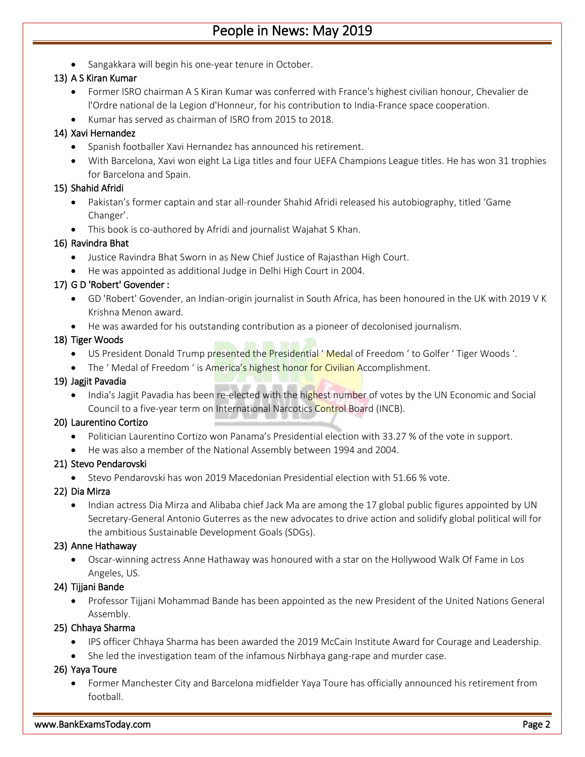- Sangakkara will begin his one-year tenure in October.

### 13) A S Kiran Kumar

- Former ISRO chairman A S Kiran Kumar was conferred with France's highest civilian honour, Chevalier de l'Ordre national de la Legion d'Honneur, for his contribution to India-France space cooperation.
- Kumar has served as chairman of ISRO from 2015 to 2018.

### 14) Xavi Hernandez

- Spanish footballer Xavi Hernandez has announced his retirement.
- With Barcelona, Xavi won eight La Liga titles and four UEFA Champions League titles. He has won 31 trophies for Barcelona and Spain.

### 15) Shahid Afridi

- Pakistan's former captain and star all-rounder Shahid Afridi released his autobiography, titled 'Game Changer'.
- This book is co-authored by Afridi and journalist Wajahat S Khan.

### 16) Ravindra Bhat

- Justice Ravindra Bhat Sworn in as New Chief Justice of Rajasthan High Court.
- He was appointed as additional Judge in Delhi High Court in 2004.

### 17) G D 'Robert' Govender :

- GD 'Robert' Govender, an Indian-origin journalist in South Africa, has been honoured in the UK with 2019 V K Krishna Menon award.
- He was awarded for his outstanding contribution as a pioneer of decolonised journalism.

### 18) Tiger Woods

- US President Donald Trump presented the Presidential ' Medal of Freedom ' to Golfer ' Tiger Woods '.
- The ' Medal of Freedom ' is America's highest honor for Civilian Accomplishment.

### 19) Jagjit Pavadia

- India's Jagjit Pavadia has been re-elected with the highest number of votes by the UN Economic and Social Council to a five-year term on International Narcotics Control Board (INCB).

### 20) Laurentino Cortizo

- Politician Laurentino Cortizo won Panama's Presidential election with 33.27 % of the vote in support.
- He was also a member of the National Assembly between 1994 and 2004.

### 21) Stevo Pendarovski

- Stevo Pendarovski has won 2019 Macedonian Presidential election with 51.66 % vote.

### 22) Dia Mirza

- Indian actress Dia Mirza and Alibaba chief Jack Ma are among the 17 global public figures appointed by UN Secretary-General Antonio Guterres as the new advocates to drive action and solidify global political will for the ambitious Sustainable Development Goals (SDGs).

### 23) Anne Hathaway

- Oscar-winning actress Anne Hathaway was honoured with a star on the Hollywood Walk Of Fame in Los Angeles, US.

### 24) Tijjani Bande

- Professor Tijjani Mohammad Bande has been appointed as the new President of the United Nations General Assembly.

### 25) Chhaya Sharma

- IPS officer Chhaya Sharma has been awarded the 2019 McCain Institute Award for Courage and Leadership.
- She led the investigation team of the infamous Nirbhaya gang-rape and murder case.

### 26) Yaya Toure

- Former Manchester City and Barcelona midfielder Yaya Toure has officially announced his retirement from football.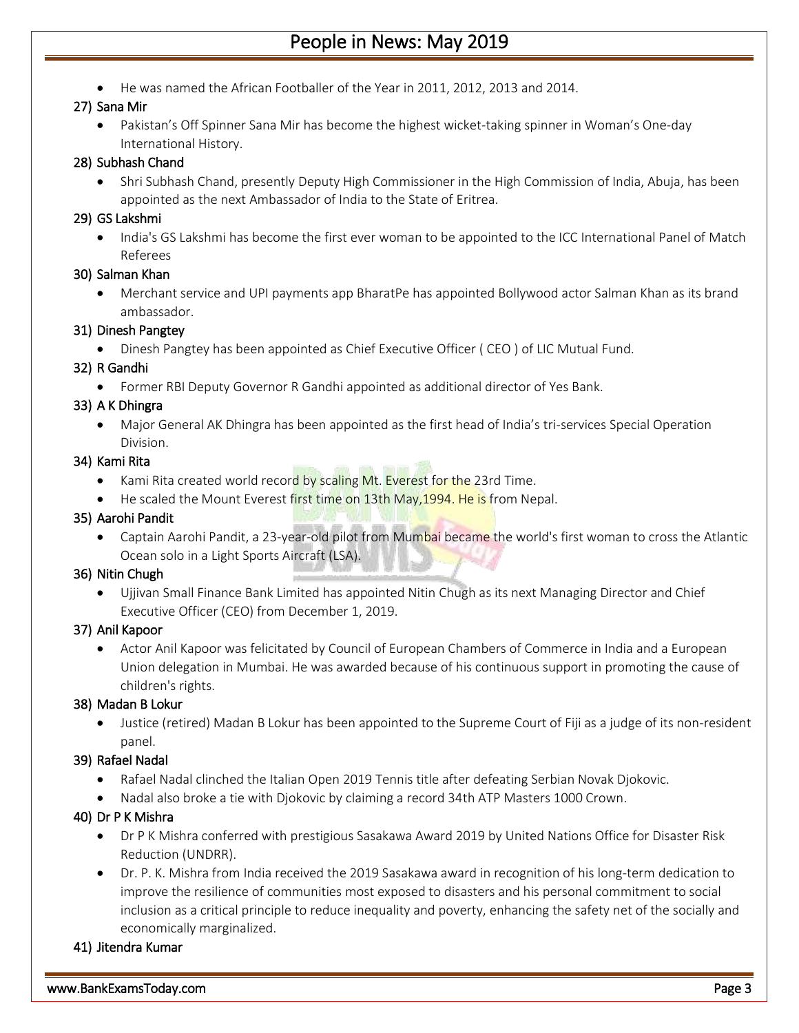- He was named the African Footballer of the Year in 2011, 2012, 2013 and 2014.

### 27) Sana Mir

- Pakistan's Off Spinner Sana Mir has become the highest wicket-taking spinner in Woman's One-day International History.

### 28) Subhash Chand

- Shri Subhash Chand, presently Deputy High Commissioner in the High Commission of India, Abuja, has been appointed as the next Ambassador of India to the State of Eritrea.

### 29) GS Lakshmi

- India's GS Lakshmi has become the first ever woman to be appointed to the ICC International Panel of Match Referees

### 30) Salman Khan

- Merchant service and UPI payments app BharatPe has appointed Bollywood actor Salman Khan as its brand ambassador.

### 31) Dinesh Pangtey

- Dinesh Pangtey has been appointed as Chief Executive Officer ( CEO ) of LIC Mutual Fund.

### 32) R Gandhi

- Former RBI Deputy Governor R Gandhi appointed as additional director of Yes Bank.

### 33) A K Dhingra

- Major General AK Dhingra has been appointed as the first head of India's tri-services Special Operation Division.

### 34) Kami Rita

- Kami Rita created world record by scaling Mt. Everest for the 23rd Time.
- He scaled the Mount Everest first time on 13th May,1994. He is from Nepal.

### 35) Aarohi Pandit

- Captain Aarohi Pandit, a 23-year-old pilot from Mumbai became the world's first woman to cross the Atlantic Ocean solo in a Light Sports Aircraft (LSA).

### 36) Nitin Chugh

- Ujjivan Small Finance Bank Limited has appointed Nitin Chugh as its next Managing Director and Chief Executive Officer (CEO) from December 1, 2019.

### 37) Anil Kapoor

- Actor Anil Kapoor was felicitated by Council of European Chambers of Commerce in India and a European Union delegation in Mumbai. He was awarded because of his continuous support in promoting the cause of children's rights.

### 38) Madan B Lokur

- Justice (retired) Madan B Lokur has been appointed to the Supreme Court of Fiji as a judge of its non-resident panel.

### 39) Rafael Nadal

- Rafael Nadal clinched the Italian Open 2019 Tennis title after defeating Serbian Novak Djokovic.
- Nadal also broke a tie with Djokovic by claiming a record 34th ATP Masters 1000 Crown.

### 40) Dr P K Mishra

- Dr P K Mishra conferred with prestigious Sasakawa Award 2019 by United Nations Office for Disaster Risk Reduction (UNDRR).
- Dr. P. K. Mishra from India received the 2019 Sasakawa award in recognition of his long-term dedication to improve the resilience of communities most exposed to disasters and his personal commitment to social inclusion as a critical principle to reduce inequality and poverty, enhancing the safety net of the socially and economically marginalized.

### 41) Jitendra Kumar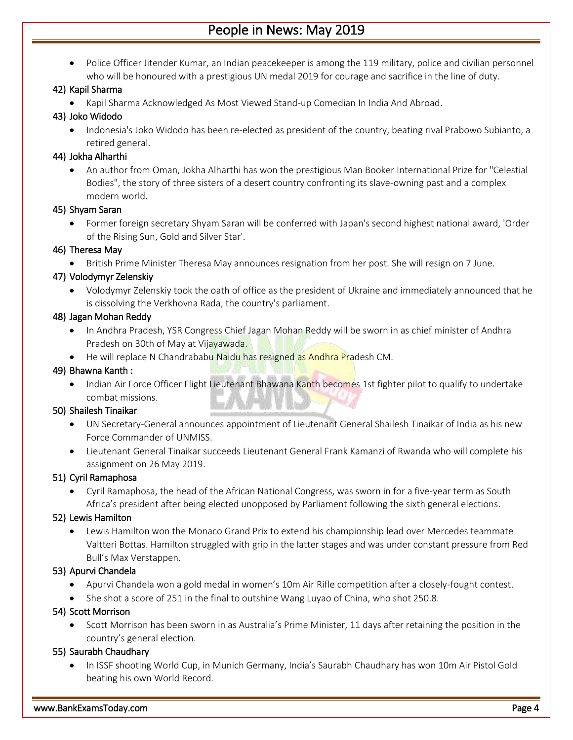- Police Officer Jitender Kumar, an Indian peacekeeper is among the 119 military, police and civilian personnel who will be honoured with a prestigious UN medal 2019 for courage and sacrifice in the line of duty.

### 42) Kapil Sharma

- Kapil Sharma Acknowledged As Most Viewed Stand-up Comedian In India And Abroad.

### 43) Joko Widodo

- Indonesia's Joko Widodo has been re-elected as president of the country, beating rival Prabowo Subianto, a retired general.

### 44) Jokha Alharthi

- An author from Oman, Jokha Alharthi has won the prestigious Man Booker International Prize for "Celestial Bodies", the story of three sisters of a desert country confronting its slave-owning past and a complex modern world.

### 45) Shyam Saran

- Former foreign secretary Shyam Saran will be conferred with Japan's second highest national award, 'Order of the Rising Sun, Gold and Silver Star'.

### 46) Theresa May

- British Prime Minister Theresa May announces resignation from her post. She will resign on 7 June.

### 47) Volodymyr Zelenskiy

- Volodymyr Zelenskiy took the oath of office as the president of Ukraine and immediately announced that he is dissolving the Verkhovna Rada, the country's parliament.

### 48) Jagan Mohan Reddy

- In Andhra Pradesh, YSR Congress Chief Jagan Mohan Reddy will be sworn in as chief minister of Andhra Pradesh on 30th of May at Vijayawada.
- He will replace N Chandrababu Naidu has resigned as Andhra Pradesh CM.

### 49) Bhawna Kanth :

- Indian Air Force Officer Flight Lieutenant Bhawana Kanth becomes 1st fighter pilot to qualify to undertake combat missions.

### 50) Shailesh Tinaikar

- UN Secretary-General announces appointment of Lieutenant General Shailesh Tinaikar of India as his new Force Commander of UNMISS.
- Lieutenant General Tinaikar succeeds Lieutenant General Frank Kamanzi of Rwanda who will complete his assignment on 26 May 2019.

### 51) Cyril Ramaphosa

- Cyril Ramaphosa, the head of the African National Congress, was sworn in for a five-year term as South Africa's president after being elected unopposed by Parliament following the sixth general elections.

### 52) Lewis Hamilton

- Lewis Hamilton won the Monaco Grand Prix to extend his championship lead over Mercedes teammate Valtteri Bottas. Hamilton struggled with grip in the latter stages and was under constant pressure from Red Bull's Max Verstappen.

### 53) Apurvi Chandela

- Apurvi Chandela won a gold medal in women's 10m Air Rifle competition after a closely-fought contest.
- She shot a score of 251 in the final to outshine Wang Luyao of China, who shot 250.8.

### 54) Scott Morrison

- Scott Morrison has been sworn in as Australia's Prime Minister, 11 days after retaining the position in the country's general election.

### 55) Saurabh Chaudhary

- In ISSF shooting World Cup, in Munich Germany, India's Saurabh Chaudhary has won 10m Air Pistol Gold beating his own World Record.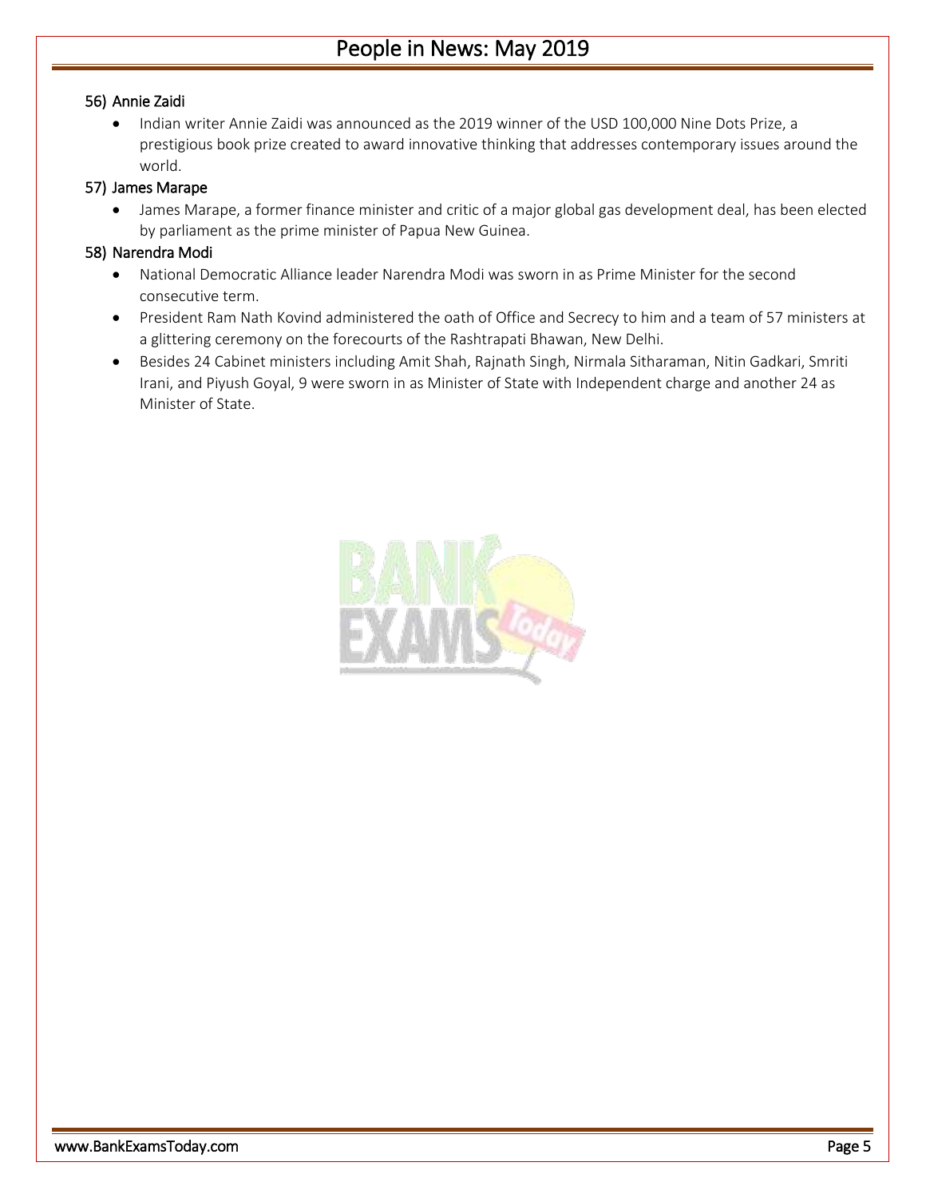### 56) Annie Zaidi

- Indian writer Annie Zaidi was announced as the 2019 winner of the USD 100,000 Nine Dots Prize, a prestigious book prize created to award innovative thinking that addresses contemporary issues around the world.

### 57) James Marape

- James Marape, a former finance minister and critic of a major global gas development deal, has been elected by parliament as the prime minister of Papua New Guinea.

### 58) Narendra Modi

- National Democratic Alliance leader Narendra Modi was sworn in as Prime Minister for the second consecutive term.
- President Ram Nath Kovind administered the oath of Office and Secrecy to him and a team of 57 ministers at a glittering ceremony on the forecourts of the Rashtrapati Bhawan, New Delhi.
- Besides 24 Cabinet ministers including Amit Shah, Rajnath Singh, Nirmala Sitharaman, Nitin Gadkari, Smriti Irani, and Piyush Goyal, 9 were sworn in as Minister of State with Independent charge and another 24 as Minister of State.